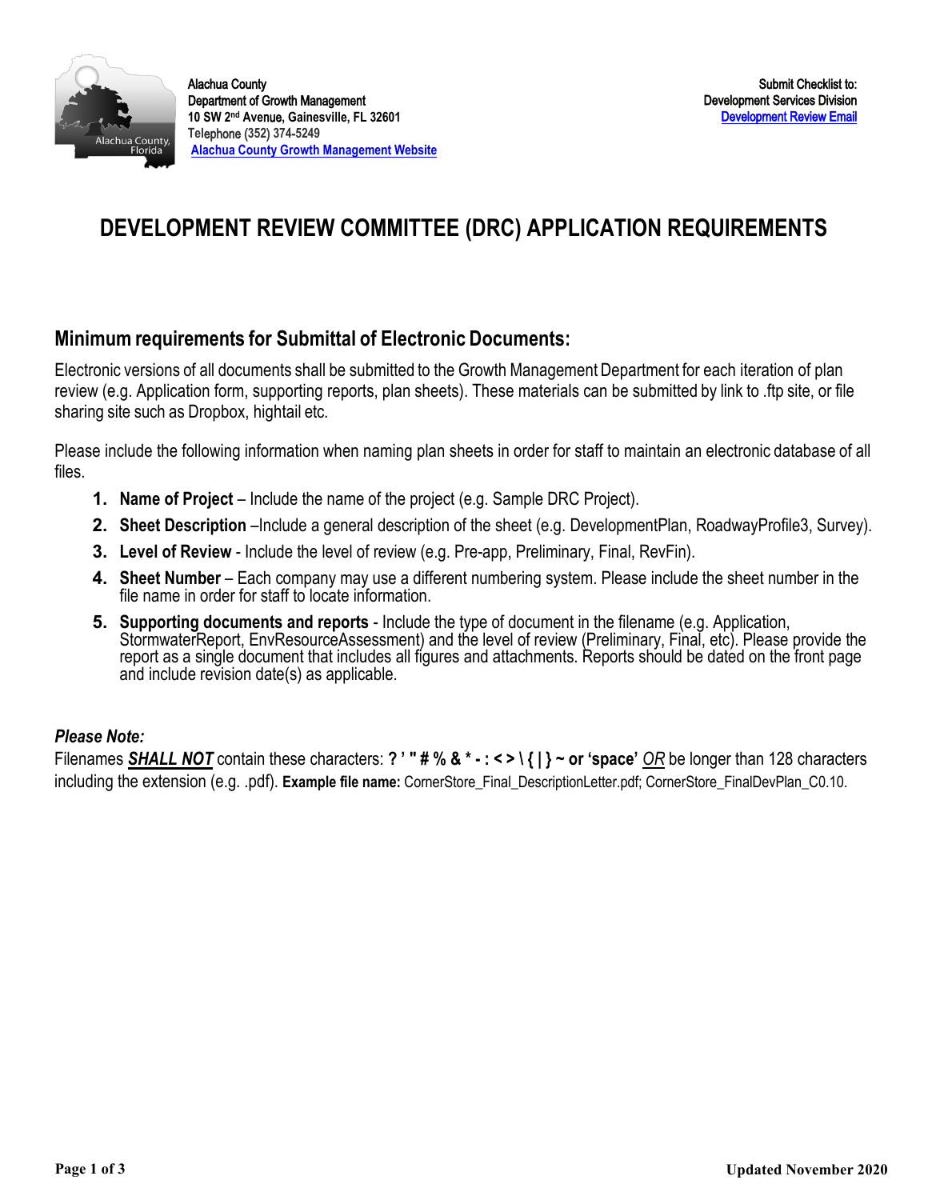Alachua County
Department of Growth Management
10 SW 2nd Avenue, Gainesville, FL 32601
Telephone (352) 374-5249
Alachua County Growth Management Website

Submit Checklist to:
Development Services Division
Development Review Email

# DEVELOPMENT REVIEW COMMITTEE (DRC) APPLICATION REQUIREMENTS

## Minimum requirements for Submittal of Electronic Documents:

Electronic versions of all documents shall be submitted to the Growth Management Department for each iteration of plan review (e.g. Application form, supporting reports, plan sheets). These materials can be submitted by link to .ftp site, or file sharing site such as Dropbox, hightail etc.

Please include the following information when naming plan sheets in order for staff to maintain an electronic database of all files.

1. **Name of Project** – Include the name of the project (e.g. Sample DRC Project).
2. **Sheet Description** –Include a general description of the sheet (e.g. DevelopmentPlan, RoadwayProfile3, Survey).
3. **Level of Review** - Include the level of review (e.g. Pre-app, Preliminary, Final, RevFin).
4. **Sheet Number** – Each company may use a different numbering system. Please include the sheet number in the file name in order for staff to locate information.
5. **Supporting documents and reports** - Include the type of document in the filename (e.g. Application, StormwaterReport, EnvResourceAssessment) and the level of review (Preliminary, Final, etc). Please provide the report as a single document that includes all figures and attachments. Reports should be dated on the front page and include revision date(s) as applicable.

***Please Note:***

Filenames ***SHALL NOT*** contain these characters: **? ' " # % & * - : < > \ { | } ~ or 'space'** *OR* be longer than 128 characters including the extension (e.g. .pdf). **Example file name:** CornerStore_Final_DescriptionLetter.pdf; CornerStore_FinalDevPlan_C0.10.

Updated November 2020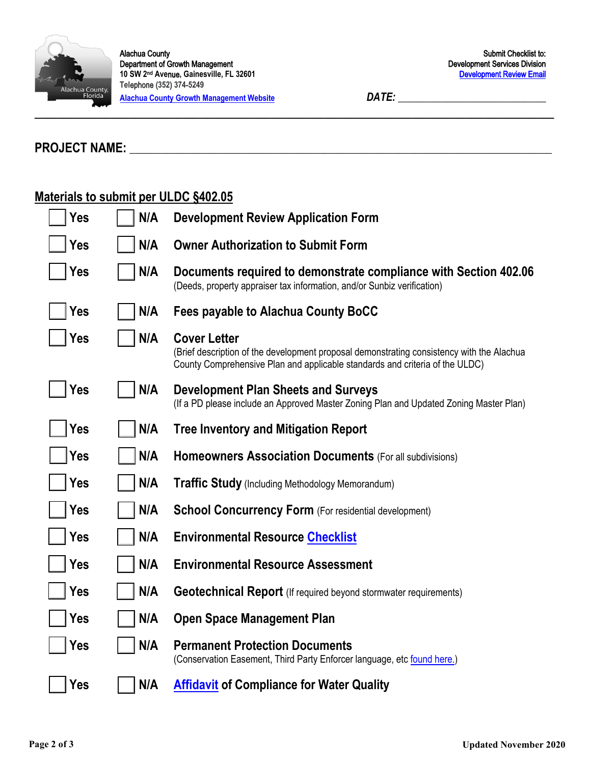Alachua County
Department of Growth Management
10 SW 2nd Avenue, Gainesville, FL 32601
Telephone (352) 374-5249
Alachua County Growth Management Website

Submit Checklist to:
Development Services Division
Development Review Email

*DATE:* ___________________________

**PROJECT NAME:** ___________________________________________________________________________

## Materials to submit per ULDC §402.05

- ☐ Yes ☐ N/A **Development Review Application Form**
- ☐ Yes ☐ N/A **Owner Authorization to Submit Form**
- ☐ Yes ☐ N/A **Documents required to demonstrate compliance with Section 402.06**
  (Deeds, property appraiser tax information, and/or Sunbiz verification)
- ☐ Yes ☐ N/A **Fees payable to Alachua County BoCC**
- ☐ Yes ☐ N/A **Cover Letter**
  (Brief description of the development proposal demonstrating consistency with the Alachua County Comprehensive Plan and applicable standards and criteria of the ULDC)
- ☐ Yes ☐ N/A **Development Plan Sheets and Surveys**
  (If a PD please include an Approved Master Zoning Plan and Updated Zoning Master Plan)
- ☐ Yes ☐ N/A **Tree Inventory and Mitigation Report**
- ☐ Yes ☐ N/A **Homeowners Association Documents** (For all subdivisions)
- ☐ Yes ☐ N/A **Traffic Study** (Including Methodology Memorandum)
- ☐ Yes ☐ N/A **School Concurrency Form** (For residential development)
- ☐ Yes ☐ N/A **Environmental Resource Checklist**
- ☐ Yes ☐ N/A **Environmental Resource Assessment**
- ☐ Yes ☐ N/A **Geotechnical Report** (If required beyond stormwater requirements)
- ☐ Yes ☐ N/A **Open Space Management Plan**
- ☐ Yes ☐ N/A **Permanent Protection Documents**
  (Conservation Easement, Third Party Enforcer language, etc found here.)
- ☐ Yes ☐ N/A **Affidavit of Compliance for Water Quality**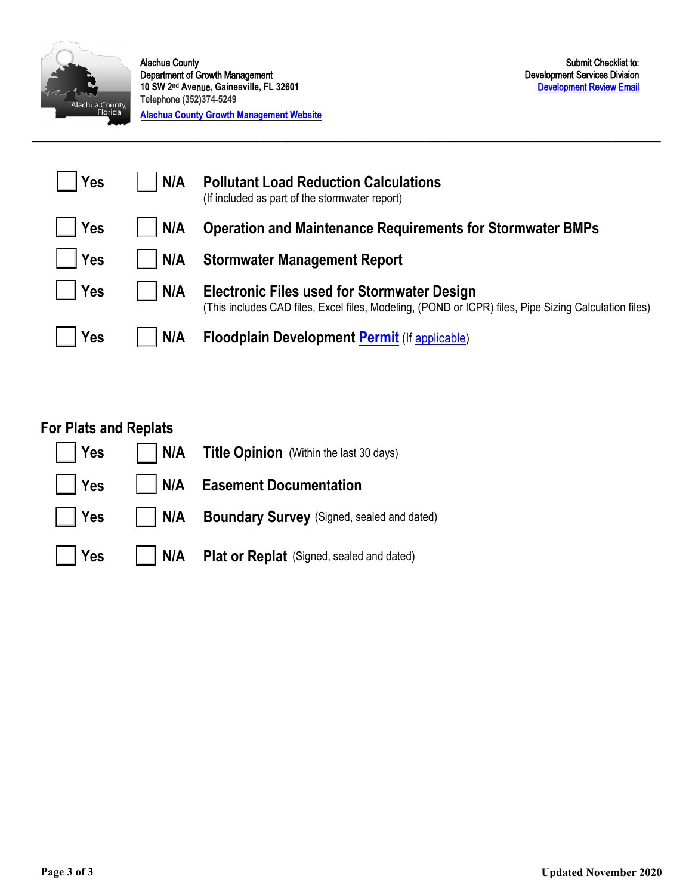Alachua County
Department of Growth Management
10 SW 2nd Avenue, Gainesville, FL 32601
Telephone (352)374-5249
Alachua County Growth Management Website

Submit Checklist to:
Development Services Division
Development Review Email

---

- ☐ Yes ☐ N/A **Pollutant Load Reduction Calculations** (If included as part of the stormwater report)
- ☐ Yes ☐ N/A **Operation and Maintenance Requirements for Stormwater BMPs**
- ☐ Yes ☐ N/A **Stormwater Management Report**
- ☐ Yes ☐ N/A **Electronic Files used for Stormwater Design** (This includes CAD files, Excel files, Modeling, (POND or ICPR) files, Pipe Sizing Calculation files)
- ☐ Yes ☐ N/A **Floodplain Development Permit** (If applicable)

## For Plats and Replats

- ☐ Yes ☐ N/A **Title Opinion** (Within the last 30 days)
- ☐ Yes ☐ N/A **Easement Documentation**
- ☐ Yes ☐ N/A **Boundary Survey** (Signed, sealed and dated)
- ☐ Yes ☐ N/A **Plat or Replat** (Signed, sealed and dated)

Updated November 2020